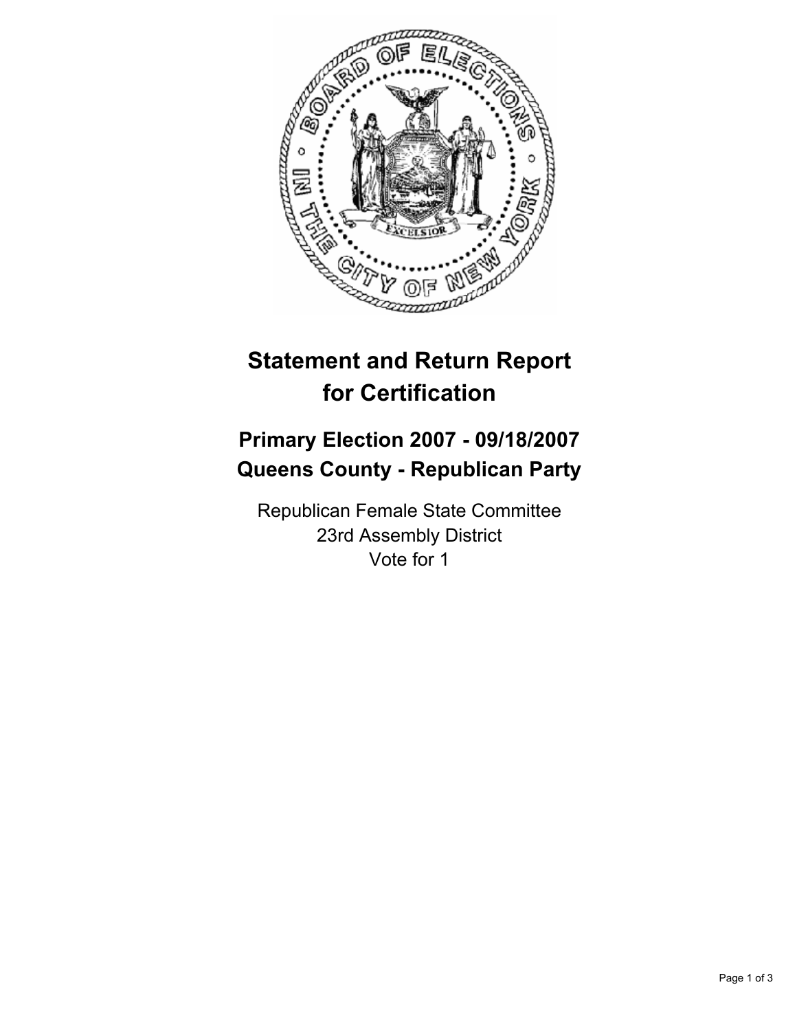# Statement and Return Report for Certification

## Primary Election 2007 - 09/18/2007
## Queens County - Republican Party

Republican Female State Committee
23rd Assembly District
Vote for 1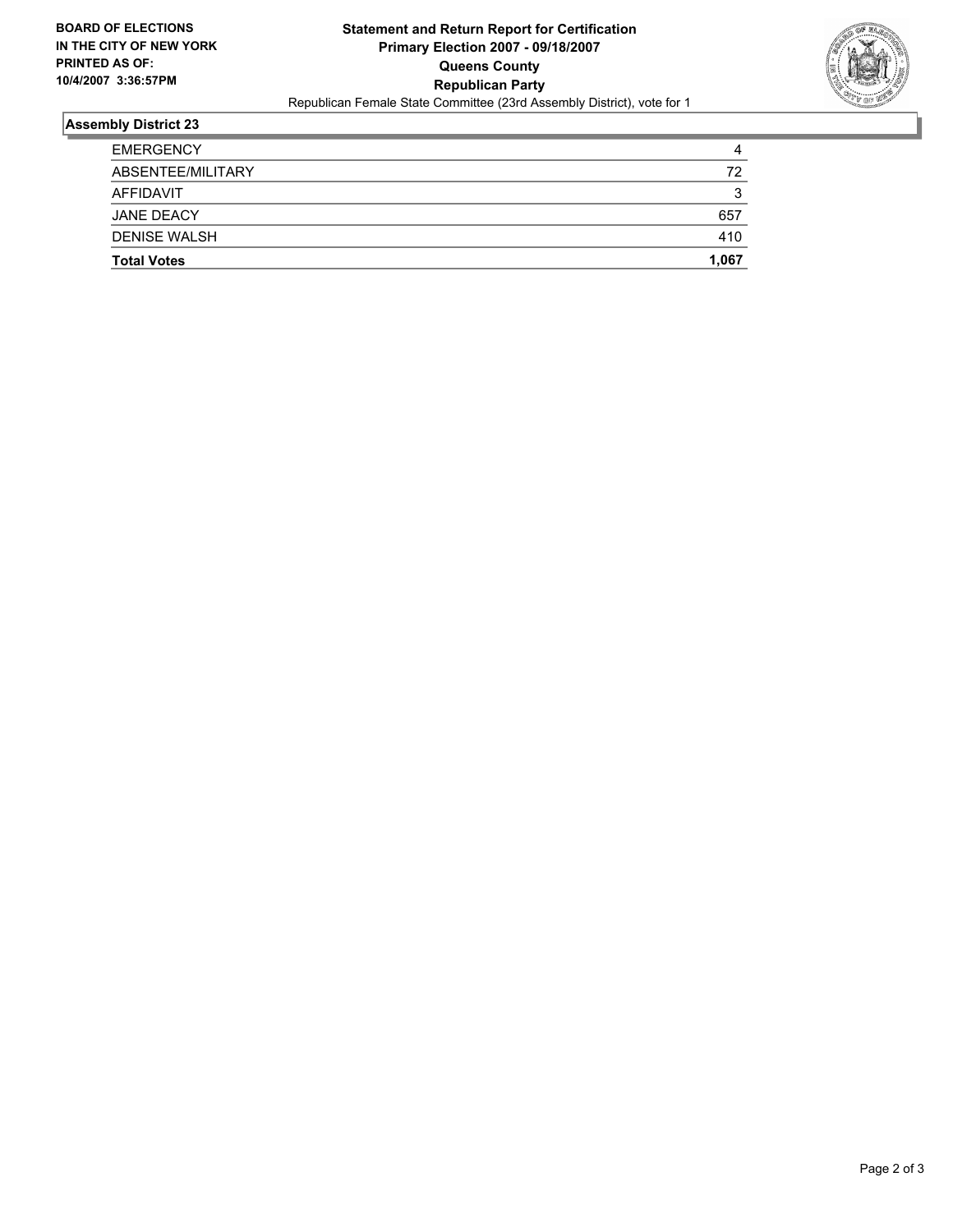**BOARD OF ELECTIONS IN THE CITY OF NEW YORK PRINTED AS OF: 10/4/2007 3:36:57PM**

# Statement and Return Report for Certification
## Primary Election 2007 - 09/18/2007
## Queens County
## Republican Party

Republican Female State Committee (23rd Assembly District), vote for 1

### Assembly District 23

| | |
|---|---|
| EMERGENCY | 4 |
| ABSENTEE/MILITARY | 72 |
| AFFIDAVIT | 3 |
| JANE DEACY | 657 |
| DENISE WALSH | 410 |
| **Total Votes** | **1,067** |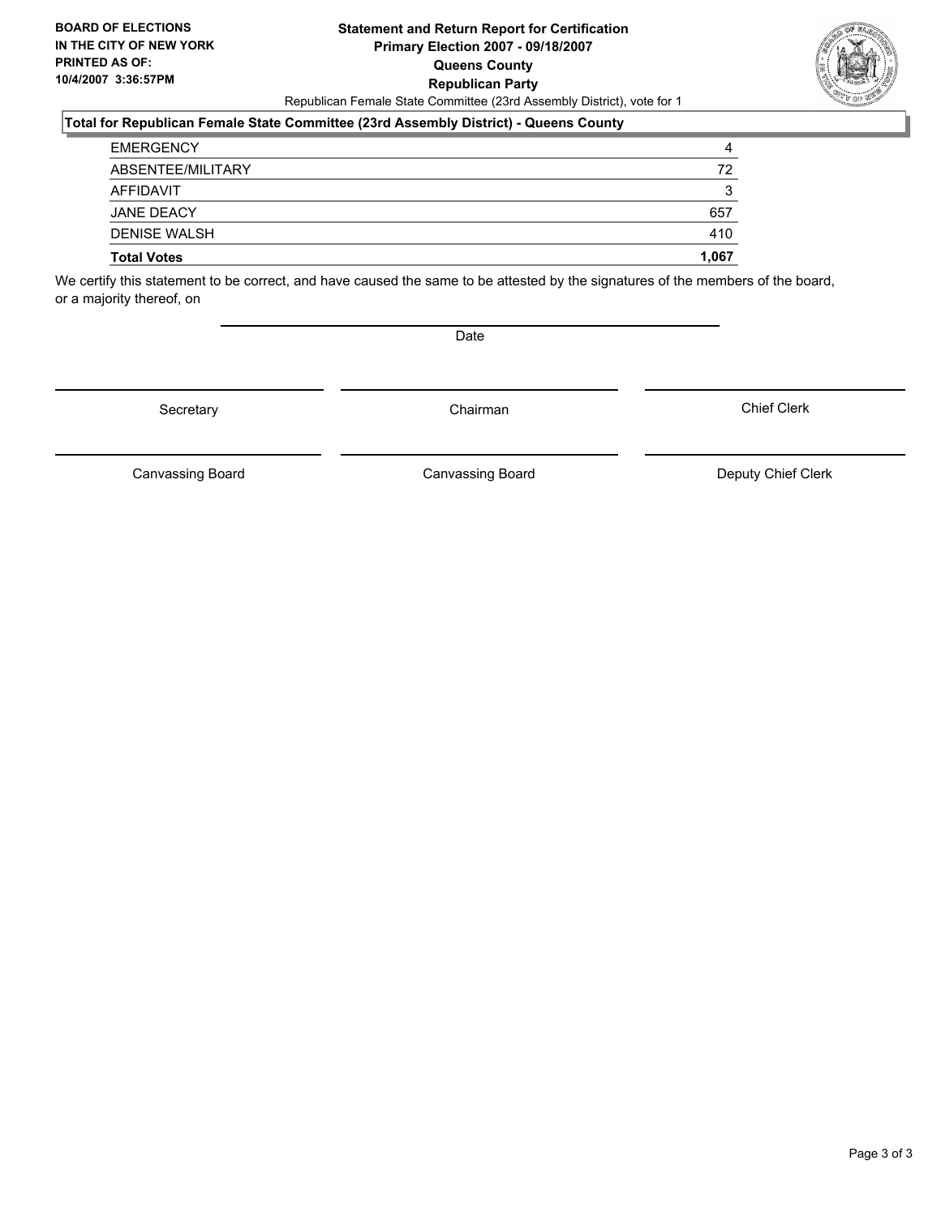**BOARD OF ELECTIONS IN THE CITY OF NEW YORK PRINTED AS OF: 10/4/2007 3:36:57PM**

**Statement and Return Report for Certification**
**Primary Election 2007 - 09/18/2007**
**Queens County**
**Republican Party**

Republican Female State Committee (23rd Assembly District), vote for 1

**Total for Republican Female State Committee (23rd Assembly District) - Queens County**

| | |
|---|---|
| EMERGENCY | 4 |
| ABSENTEE/MILITARY | 72 |
| AFFIDAVIT | 3 |
| JANE DEACY | 657 |
| DENISE WALSH | 410 |
| **Total Votes** | **1,067** |

We certify this statement to be correct, and have caused the same to be attested by the signatures of the members of the board, or a majority thereof, on

Date

Secretary

Chairman

Chief Clerk

Canvassing Board

Canvassing Board

Deputy Chief Clerk